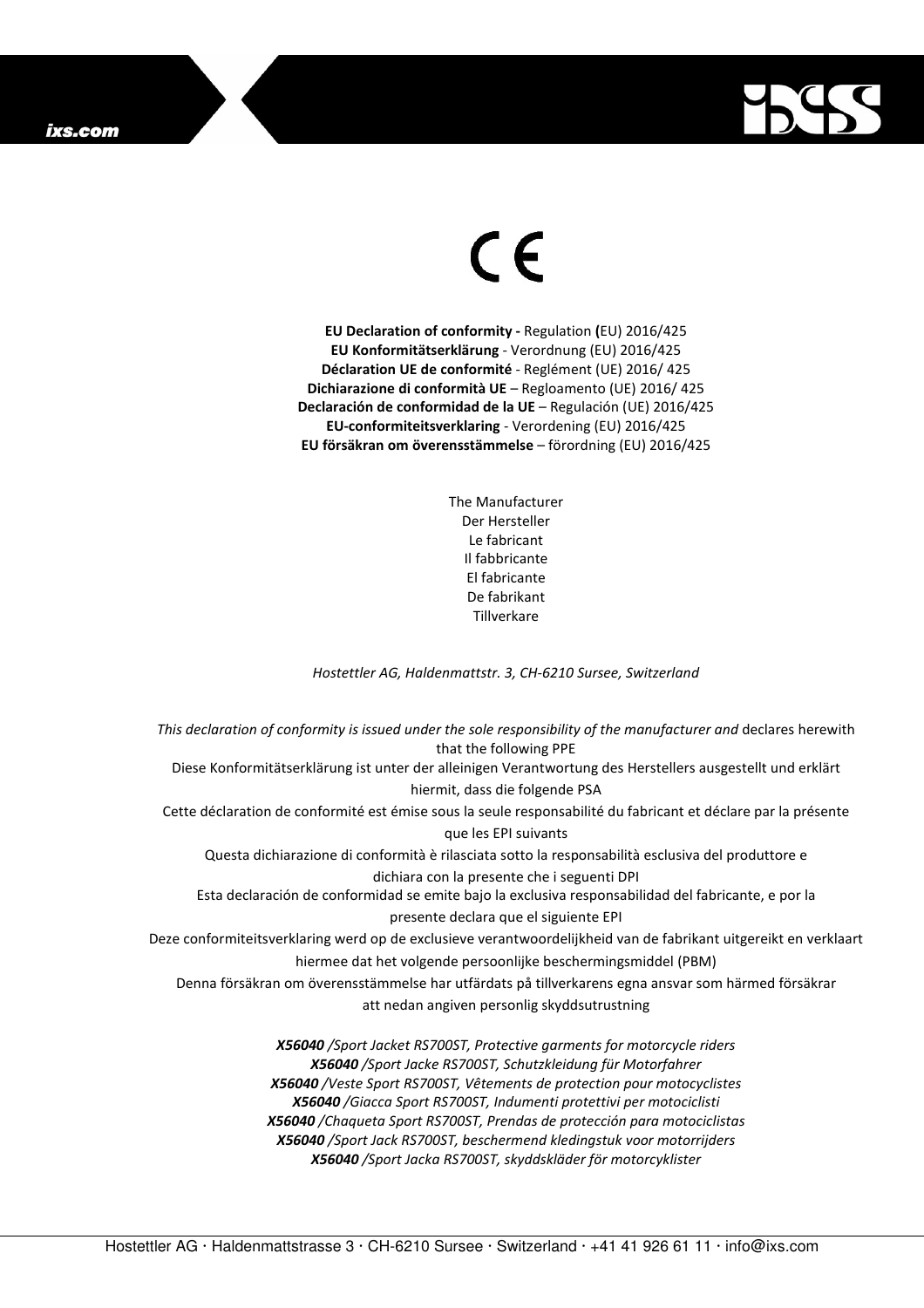CE

**EU Declaration of conformity -** Regulation **(**EU) 2016/425
**EU Konformitätserklärung** - Verordnung (EU) 2016/425
**Déclaration UE de conformité** - Reglément (UE) 2016/ 425
**Dichiarazione di conformità UE** – Regloamento (UE) 2016/ 425
**Declaración de conformidad de la UE** – Regulación (UE) 2016/425
**EU-conformiteitsverklaring** - Verordening (EU) 2016/425
**EU försäkran om överensstämmelse** – förordning (EU) 2016/425

The Manufacturer
Der Hersteller
Le fabricant
Il fabbricante
El fabricante
De fabrikant
Tillverkare

*Hostettler AG, Haldenmattstr. 3, CH-6210 Sursee, Switzerland*

*This declaration of conformity is issued under the sole responsibility of the manufacturer and* declares herewith that the following PPE
Diese Konformitätserklärung ist unter der alleinigen Verantwortung des Herstellers ausgestellt und erklärt hiermit, dass die folgende PSA
Cette déclaration de conformité est émise sous la seule responsabilité du fabricant et déclare par la présente que les EPI suivants
Questa dichiarazione di conformità è rilasciata sotto la responsabilità esclusiva del produttore e dichiara con la presente che i seguenti DPI
Esta declaración de conformidad se emite bajo la exclusiva responsabilidad del fabricante, e por la presente declara que el siguiente EPI
Deze conformiteitsverklaring werd op de exclusieve verantwoordelijkheid van de fabrikant uitgereikt en verklaart hiermee dat het volgende persoonlijke beschermingsmiddel (PBM)
Denna försäkran om överensstämmelse har utfärdats på tillverkarens egna ansvar som härmed försäkrar att nedan angiven personlig skyddsutrustning

***X56040*** */Sport Jacket RS700ST, Protective garments for motorcycle riders*
***X56040*** */Sport Jacke RS700ST, Schutzkleidung für Motorfahrer*
***X56040*** */Veste Sport RS700ST, Vêtements de protection pour motocyclistes*
***X56040*** */Giacca Sport RS700ST, Indumenti protettivi per motociclisti*
***X56040*** */Chaqueta Sport RS700ST, Prendas de protección para motociclistas*
***X56040*** */Sport Jack RS700ST, beschermend kledingstuk voor motorrijders*
***X56040*** */Sport Jacka RS700ST, skyddskläder för motorcyklister*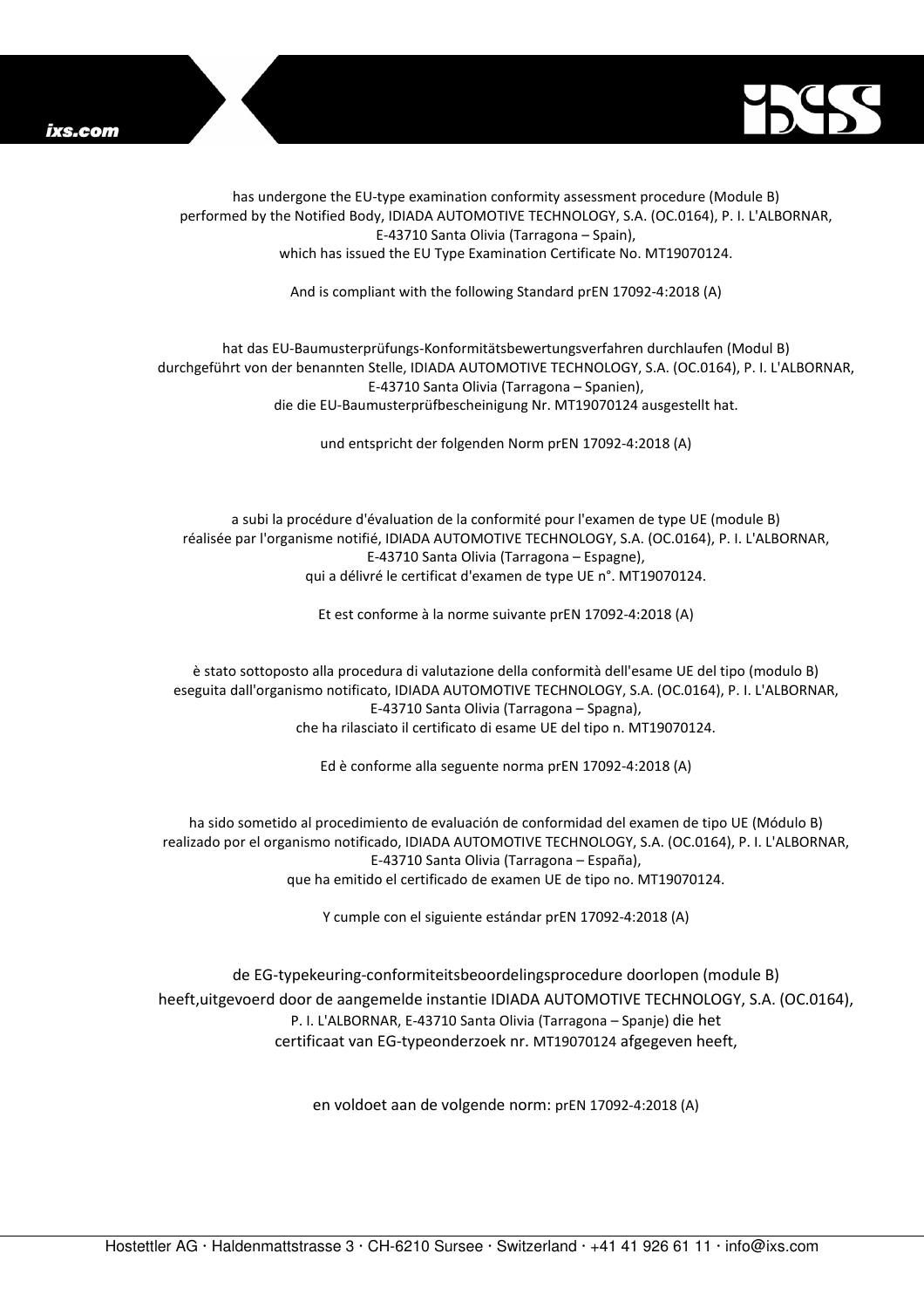has undergone the EU-type examination conformity assessment procedure (Module B) performed by the Notified Body, IDIADA AUTOMOTIVE TECHNOLOGY, S.A. (OC.0164), P. I. L'ALBORNAR, E-43710 Santa Olivia (Tarragona – Spain), which has issued the EU Type Examination Certificate No. MT19070124.

And is compliant with the following Standard prEN 17092-4:2018 (A)

hat das EU-Baumusterprüfungs-Konformitätsbewertungsverfahren durchlaufen (Modul B) durchgeführt von der benannten Stelle, IDIADA AUTOMOTIVE TECHNOLOGY, S.A. (OC.0164), P. I. L'ALBORNAR, E-43710 Santa Olivia (Tarragona – Spanien), die die EU-Baumusterprüfbescheinigung Nr. MT19070124 ausgestellt hat.

und entspricht der folgenden Norm prEN 17092-4:2018 (A)

a subi la procédure d'évaluation de la conformité pour l'examen de type UE (module B) réalisée par l'organisme notifié, IDIADA AUTOMOTIVE TECHNOLOGY, S.A. (OC.0164), P. I. L'ALBORNAR, E-43710 Santa Olivia (Tarragona – Espagne), qui a délivré le certificat d'examen de type UE n°. MT19070124.

Et est conforme à la norme suivante prEN 17092-4:2018 (A)

è stato sottoposto alla procedura di valutazione della conformità dell'esame UE del tipo (modulo B) eseguita dall'organismo notificato, IDIADA AUTOMOTIVE TECHNOLOGY, S.A. (OC.0164), P. I. L'ALBORNAR, E-43710 Santa Olivia (Tarragona – Spagna), che ha rilasciato il certificato di esame UE del tipo n. MT19070124.

Ed è conforme alla seguente norma prEN 17092-4:2018 (A)

ha sido sometido al procedimiento de evaluación de conformidad del examen de tipo UE (Módulo B) realizado por el organismo notificado, IDIADA AUTOMOTIVE TECHNOLOGY, S.A. (OC.0164), P. I. L'ALBORNAR, E-43710 Santa Olivia (Tarragona – España), que ha emitido el certificado de examen UE de tipo no. MT19070124.

Y cumple con el siguiente estándar prEN 17092-4:2018 (A)

de EG-typekeuring-conformiteitsbeoordelingsprocedure doorlopen (module B) heeft,uitgevoerd door de aangemelde instantie IDIADA AUTOMOTIVE TECHNOLOGY, S.A. (OC.0164), P. I. L'ALBORNAR, E-43710 Santa Olivia (Tarragona – Spanje) die het certificaat van EG-typeonderzoek nr. MT19070124 afgegeven heeft,

en voldoet aan de volgende norm: prEN 17092-4:2018 (A)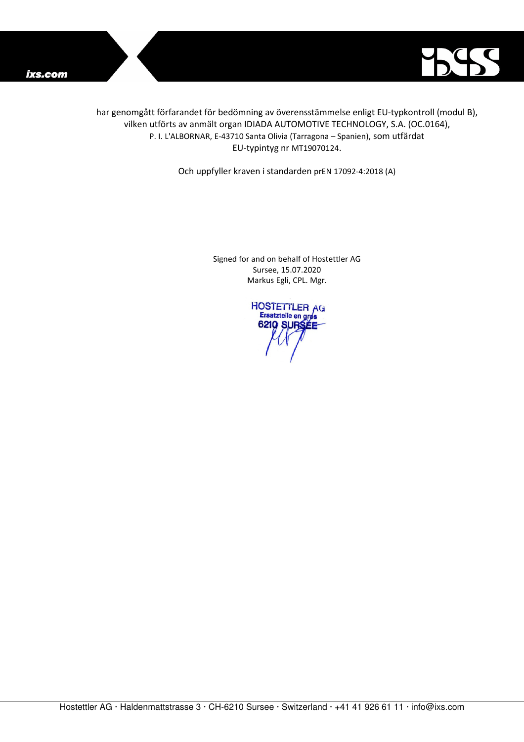har genomgått förfarandet för bedömning av överensstämmelse enligt EU-typkontroll (modul B), vilken utförts av anmält organ IDIADA AUTOMOTIVE TECHNOLOGY, S.A. (OC.0164), P. I. L'ALBORNAR, E-43710 Santa Olivia (Tarragona – Spanien), som utfärdat EU-typintyg nr MT19070124.

Och uppfyller kraven i standarden prEN 17092-4:2018 (A)

Signed for and on behalf of Hostettler AG
Sursee, 15.07.2020
Markus Egli, CPL. Mgr.

HOSTETTLER AG
Ersatzteile en gros
6210 SURSEE